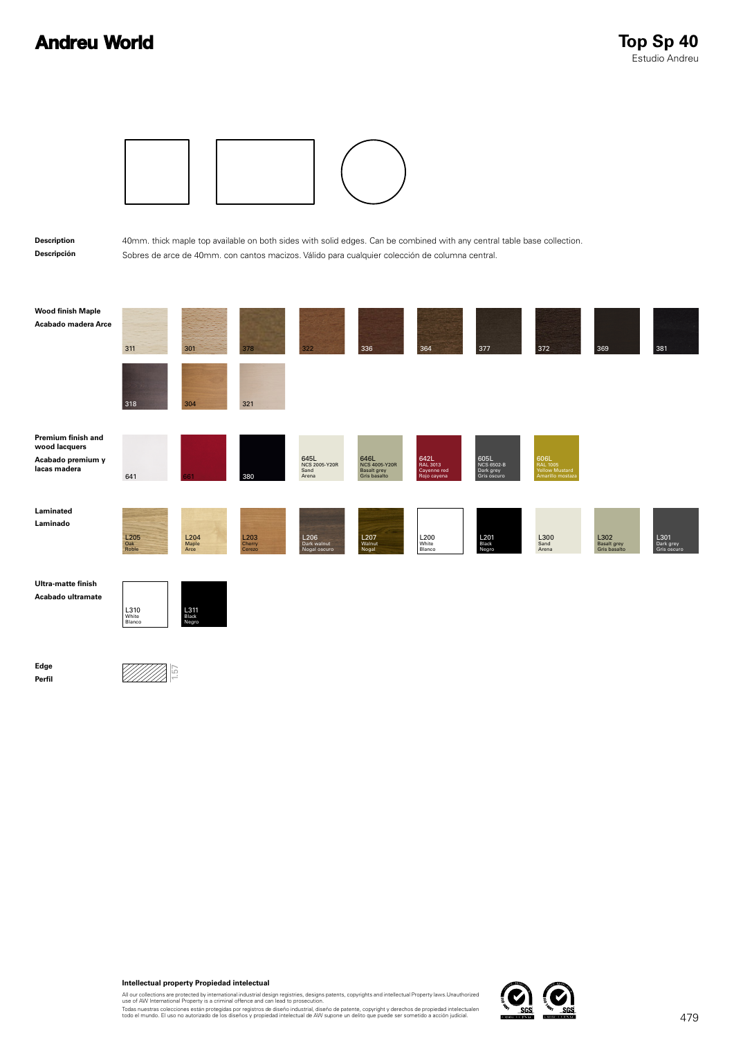# Andreu World

# Top Sp 40

Estudio Andreu

**Description**
40mm. thick maple top available on both sides with solid edges. Can be combined with any central table base collection.

**Descripción**
Sobres de arce de 40mm. con cantos macizos. Válido para cualquier colección de columna central.

**Wood finish Maple**
**Acabado madera Arce**

311, 301, 378, 322, 336, 364, 377, 372, 369, 381, 318, 304, 321

**Premium finish and wood lacquers**
**Acabado premium y lacas madera**

- 641
- 661
- 380
- 645L NCS 2005-Y20R Sand Arena
- 646L NCS 4005-Y20R Basalt grey Gris basalto
- 642L RAL 3013 Cayenne red Rojo cayena
- 605L NCS 6502-B Dark grey Gris oscuro
- 606L RAL 1005 Yellow Mustard Amarillo mostaza

**Laminated**
**Laminado**

- L205 Oak Roble
- L204 Maple Arce
- L203 Cherry Cerezo
- L206 Dark walnut Nogal oscuro
- L207 Walnut Nogal
- L200 White Blanco
- L201 Black Negro
- L300 Sand Arena
- L302 Basalt grey Gris basalto
- L301 Dark grey Gris oscuro

**Ultra-matte finish**
**Acabado ultramate**

- L310 White Blanco
- L311 Black Negro

**Edge**
**Perfil**

1.57

**Intellectual property Propiedad intelectual**

All our collections are protected by international industrial design registries, designs patents, copyrights and intellectual Property laws.Unauthorized use of AW International Property is a criminal offence and can lead to prosecution.

Todas nuestras colecciones están protegidas por registros de diseño industrial, diseño de patente, copyright y derechos de propiedad intelectualen todo el mundo. El uso no autorizado de los diseños y propiedad intelectual de AW supone un delito que puede ser sometido a acción judicial.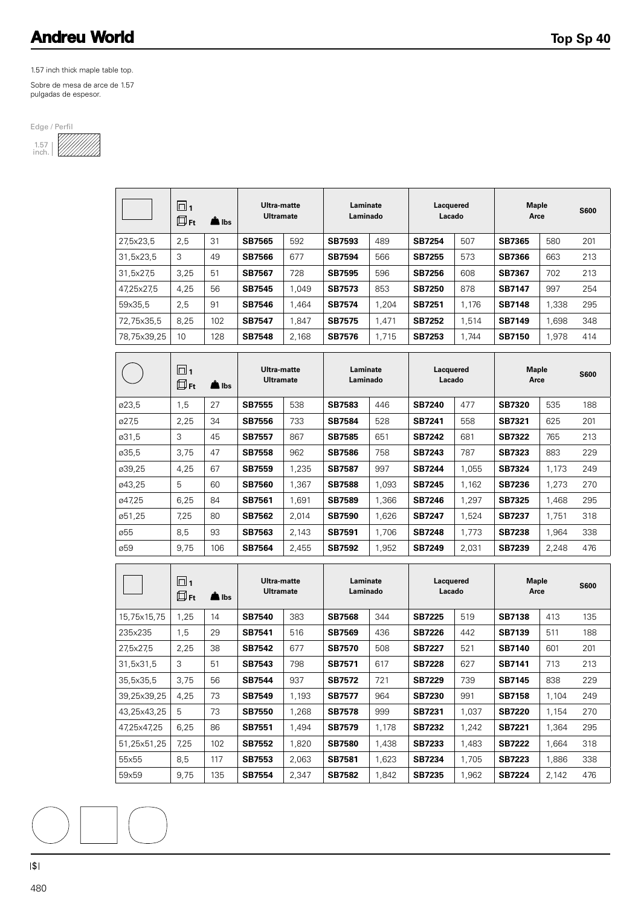# Top Sp 40

1.57 inch thick maple table top.

Sobre de mesa de arce de 1.57 pulgadas de espesor.

Edge / Perfil

1.57 inch.

| ▭ | 1 / Ft | lbs | Ultra-matte Ultramate | | Laminate Laminado | | Lacquered Lacado | | Maple Arce | | S600 |
|---|---|---|---|---|---|---|---|---|---|---|---|
| 27,5x23,5 | 2,5 | 31 | **SB7565** | 592 | **SB7593** | 489 | **SB7254** | 507 | **SB7365** | 580 | 201 |
| 31,5x23,5 | 3 | 49 | **SB7566** | 677 | **SB7594** | 566 | **SB7255** | 573 | **SB7366** | 663 | 213 |
| 31,5x27,5 | 3,25 | 51 | **SB7567** | 728 | **SB7595** | 596 | **SB7256** | 608 | **SB7367** | 702 | 213 |
| 47,25x27,5 | 4,25 | 56 | **SB7545** | 1,049 | **SB7573** | 853 | **SB7250** | 878 | **SB7147** | 997 | 254 |
| 59x35,5 | 2,5 | 91 | **SB7546** | 1,464 | **SB7574** | 1,204 | **SB7251** | 1,176 | **SB7148** | 1,338 | 295 |
| 72,75x35,5 | 8,25 | 102 | **SB7547** | 1,847 | **SB7575** | 1,471 | **SB7252** | 1,514 | **SB7149** | 1,698 | 348 |
| 78,75x39,25 | 10 | 128 | **SB7548** | 2,168 | **SB7576** | 1,715 | **SB7253** | 1,744 | **SB7150** | 1,978 | 414 |

| ◯ | 1 / Ft | lbs | Ultra-matte Ultramate | | Laminate Laminado | | Lacquered Lacado | | Maple Arce | | S600 |
|---|---|---|---|---|---|---|---|---|---|---|---|
| ø23,5 | 1,5 | 27 | **SB7555** | 538 | **SB7583** | 446 | **SB7240** | 477 | **SB7320** | 535 | 188 |
| ø27,5 | 2,25 | 34 | **SB7556** | 733 | **SB7584** | 528 | **SB7241** | 558 | **SB7321** | 625 | 201 |
| ø31,5 | 3 | 45 | **SB7557** | 867 | **SB7585** | 651 | **SB7242** | 681 | **SB7322** | 765 | 213 |
| ø35,5 | 3,75 | 47 | **SB7558** | 962 | **SB7586** | 758 | **SB7243** | 787 | **SB7323** | 883 | 229 |
| ø39,25 | 4,25 | 67 | **SB7559** | 1,235 | **SB7587** | 997 | **SB7244** | 1,055 | **SB7324** | 1,173 | 249 |
| ø43,25 | 5 | 60 | **SB7560** | 1,367 | **SB7588** | 1,093 | **SB7245** | 1,162 | **SB7236** | 1,273 | 270 |
| ø47,25 | 6,25 | 84 | **SB7561** | 1,691 | **SB7589** | 1,366 | **SB7246** | 1,297 | **SB7325** | 1,468 | 295 |
| ø51,25 | 7,25 | 80 | **SB7562** | 2,014 | **SB7590** | 1,626 | **SB7247** | 1,524 | **SB7237** | 1,751 | 318 |
| ø55 | 8,5 | 93 | **SB7563** | 2,143 | **SB7591** | 1,706 | **SB7248** | 1,773 | **SB7238** | 1,964 | 338 |
| ø59 | 9,75 | 106 | **SB7564** | 2,455 | **SB7592** | 1,952 | **SB7249** | 2,031 | **SB7239** | 2,248 | 476 |

| □ | 1 / Ft | lbs | Ultra-matte Ultramate | | Laminate Laminado | | Lacquered Lacado | | Maple Arce | | S600 |
|---|---|---|---|---|---|---|---|---|---|---|---|
| 15,75x15,75 | 1,25 | 14 | **SB7540** | 383 | **SB7568** | 344 | **SB7225** | 519 | **SB7138** | 413 | 135 |
| 235x235 | 1,5 | 29 | **SB7541** | 516 | **SB7569** | 436 | **SB7226** | 442 | **SB7139** | 511 | 188 |
| 27,5x27,5 | 2,25 | 38 | **SB7542** | 677 | **SB7570** | 508 | **SB7227** | 521 | **SB7140** | 601 | 201 |
| 31,5x31,5 | 3 | 51 | **SB7543** | 798 | **SB7571** | 617 | **SB7228** | 627 | **SB7141** | 713 | 213 |
| 35,5x35,5 | 3,75 | 56 | **SB7544** | 937 | **SB7572** | 721 | **SB7229** | 739 | **SB7145** | 838 | 229 |
| 39,25x39,25 | 4,25 | 73 | **SB7549** | 1,193 | **SB7577** | 964 | **SB7230** | 991 | **SB7158** | 1,104 | 249 |
| 43,25x43,25 | 5 | 73 | **SB7550** | 1,268 | **SB7578** | 999 | **SB7231** | 1,037 | **SB7220** | 1,154 | 270 |
| 47,25x47,25 | 6,25 | 86 | **SB7551** | 1,494 | **SB7579** | 1,178 | **SB7232** | 1,242 | **SB7221** | 1,364 | 295 |
| 51,25x51,25 | 7,25 | 102 | **SB7552** | 1,820 | **SB7580** | 1,438 | **SB7233** | 1,483 | **SB7222** | 1,664 | 318 |
| 55x55 | 8,5 | 117 | **SB7553** | 2,063 | **SB7581** | 1,623 | **SB7234** | 1,705 | **SB7223** | 1,886 | 338 |
| 59x59 | 9,75 | 135 | **SB7554** | 2,347 | **SB7582** | 1,842 | **SB7235** | 1,962 | **SB7224** | 2,142 | 476 |

I$I